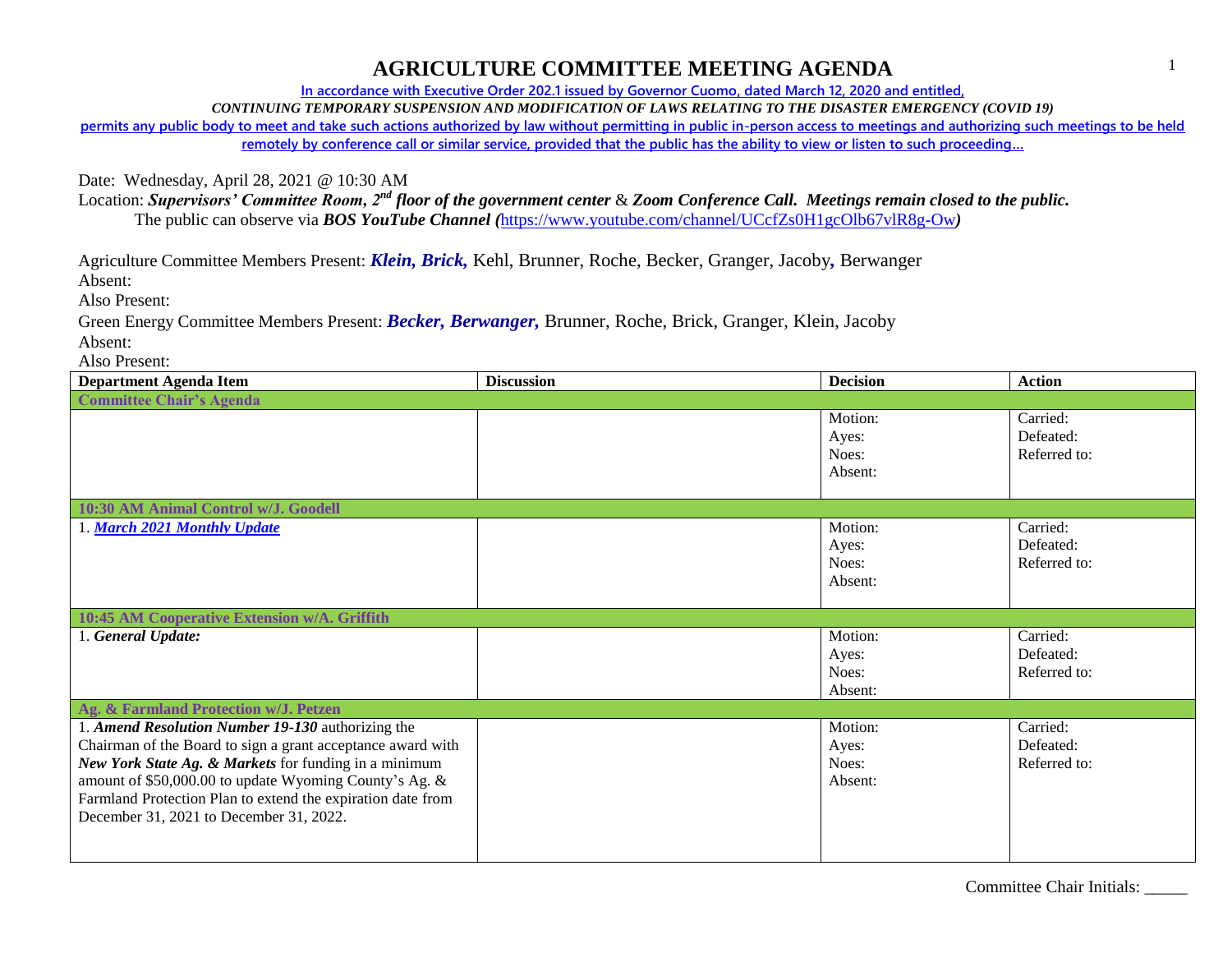# AGRICULTURE COMMITTEE MEETING AGENDA

**In accordance with Executive Order 202.1 issued by Governor Cuomo, dated March 12, 2020 and entitled,**

***CONTINUING TEMPORARY SUSPENSION AND MODIFICATION OF LAWS RELATING TO THE DISASTER EMERGENCY (COVID 19)***

**permits any public body to meet and take such actions authorized by law without permitting in public in-person access to meetings and authorizing such meetings to be held remotely by conference call or similar service, provided that the public has the ability to view or listen to such proceeding…**

Date: Wednesday, April 28, 2021 @ 10:30 AM

Location: ***Supervisors' Committee Room, 2nd floor of the government center*** & ***Zoom Conference Call. Meetings remain closed to the public.***

The public can observe via ***BOS YouTube Channel (***https://www.youtube.com/channel/UCcfZs0H1gcOlb67vlR8g-Ow***)***

Agriculture Committee Members Present: ***Klein, Brick,*** Kehl, Brunner, Roche, Becker, Granger, Jacoby**,** Berwanger

Absent:

Also Present:

Green Energy Committee Members Present: ***Becker, Berwanger,*** Brunner, Roche, Brick, Granger, Klein, Jacoby

Absent:

Also Present:

| Department Agenda Item | Discussion | Decision | Action |
|---|---|---|---|
| **Committee Chair's Agenda** | | | |
| | | Motion:<br>Ayes:<br>Noes:<br>Absent: | Carried:<br>Defeated:<br>Referred to: |
| **10:30 AM Animal Control w/J. Goodell** | | | |
| 1. ***March 2021 Monthly Update*** | | Motion:<br>Ayes:<br>Noes:<br>Absent: | Carried:<br>Defeated:<br>Referred to: |
| **10:45 AM Cooperative Extension w/A. Griffith** | | | |
| 1. ***General Update:*** | | Motion:<br>Ayes:<br>Noes:<br>Absent: | Carried:<br>Defeated:<br>Referred to: |
| **Ag. & Farmland Protection w/J. Petzen** | | | |
| 1. ***Amend Resolution Number 19-130*** authorizing the Chairman of the Board to sign a grant acceptance award with ***New York State Ag. & Markets*** for funding in a minimum amount of $50,000.00 to update Wyoming County's Ag. & Farmland Protection Plan to extend the expiration date from December 31, 2021 to December 31, 2022. | | Motion:<br>Ayes:<br>Noes:<br>Absent: | Carried:<br>Defeated:<br>Referred to: |

Committee Chair Initials: _____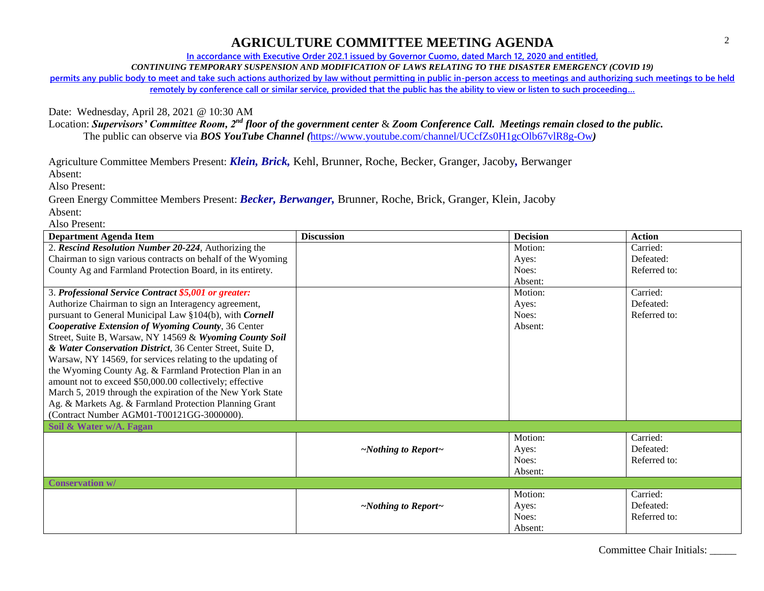# AGRICULTURE COMMITTEE MEETING AGENDA

In accordance with Executive Order 202.1 issued by Governor Cuomo, dated March 12, 2020 and entitled,

*CONTINUING TEMPORARY SUSPENSION AND MODIFICATION OF LAWS RELATING TO THE DISASTER EMERGENCY (COVID 19)*

permits any public body to meet and take such actions authorized by law without permitting in public in-person access to meetings and authorizing such meetings to be held remotely by conference call or similar service, provided that the public has the ability to view or listen to such proceeding…

Date: Wednesday, April 28, 2021 @ 10:30 AM

Location: ***Supervisors' Committee Room, 2nd floor of the government center*** & ***Zoom Conference Call. Meetings remain closed to the public.***
The public can observe via ***BOS YouTube Channel (***https://www.youtube.com/channel/UCcfZs0H1gcOlb67vlR8g-Ow***)***

Agriculture Committee Members Present: ***Klein, Brick,*** Kehl, Brunner, Roche, Becker, Granger, Jacoby, Berwanger

Absent:

Also Present:

Green Energy Committee Members Present: ***Becker, Berwanger,*** Brunner, Roche, Brick, Granger, Klein, Jacoby

Absent:

Also Present:

| Department Agenda Item | Discussion | Decision | Action |
|---|---|---|---|
| 2. ***Rescind Resolution Number 20-224***, Authorizing the Chairman to sign various contracts on behalf of the Wyoming County Ag and Farmland Protection Board, in its entirety. | | Motion:<br>Ayes:<br>Noes:<br>Absent: | Carried:<br>Defeated:<br>Referred to: |
| 3. ***Professional Service Contract $5,001 or greater:*** Authorize Chairman to sign an Interagency agreement, pursuant to General Municipal Law §104(b), with ***Cornell Cooperative Extension of Wyoming County***, 36 Center Street, Suite B, Warsaw, NY 14569 & ***Wyoming County Soil & Water Conservation District***, 36 Center Street, Suite D, Warsaw, NY 14569, for services relating to the updating of the Wyoming County Ag. & Farmland Protection Plan in an amount not to exceed $50,000.00 collectively; effective March 5, 2019 through the expiration of the New York State Ag. & Markets Ag. & Farmland Protection Planning Grant (Contract Number AGM01-T00121GG-3000000). | | Motion:<br>Ayes:<br>Noes:<br>Absent: | Carried:<br>Defeated:<br>Referred to: |
| **Soil & Water w/A. Fagan** | | | |
| | *~Nothing to Report~* | Motion:<br>Ayes:<br>Noes:<br>Absent: | Carried:<br>Defeated:<br>Referred to: |
| **Conservation w/** | | | |
| | *~Nothing to Report~* | Motion:<br>Ayes:<br>Noes:<br>Absent: | Carried:<br>Defeated:<br>Referred to: |

Committee Chair Initials: _____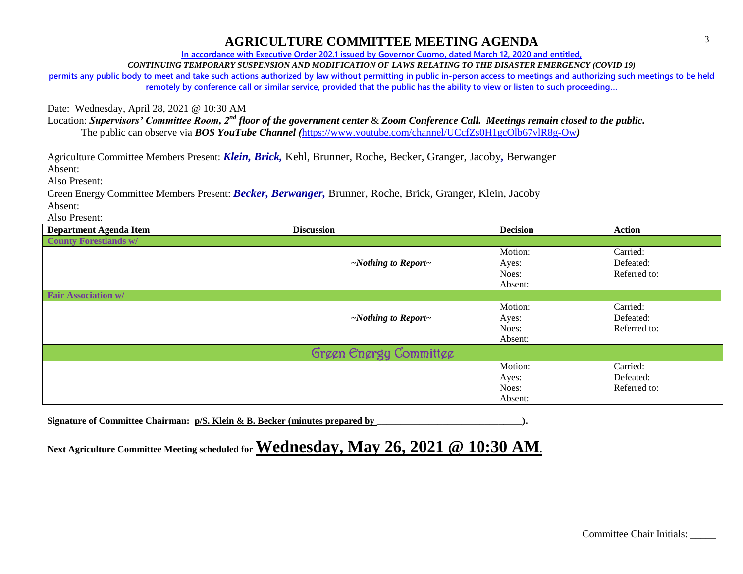# AGRICULTURE COMMITTEE MEETING AGENDA

In accordance with Executive Order 202.1 issued by Governor Cuomo, dated March 12, 2020 and entitled,

*CONTINUING TEMPORARY SUSPENSION AND MODIFICATION OF LAWS RELATING TO THE DISASTER EMERGENCY (COVID 19)*

permits any public body to meet and take such actions authorized by law without permitting in public in-person access to meetings and authorizing such meetings to be held remotely by conference call or similar service, provided that the public has the ability to view or listen to such proceeding…

Date: Wednesday, April 28, 2021 @ 10:30 AM

Location: ***Supervisors' Committee Room, 2nd floor of the government center*** & ***Zoom Conference Call. Meetings remain closed to the public.*** The public can observe via ***BOS YouTube Channel (***https://www.youtube.com/channel/UCcfZs0H1gcOlb67vlR8g-Ow***)***

Agriculture Committee Members Present: ***Klein, Brick,*** Kehl, Brunner, Roche, Becker, Granger, Jacoby**,** Berwanger

Absent:

Also Present:

Green Energy Committee Members Present: ***Becker, Berwanger,*** Brunner, Roche, Brick, Granger, Klein, Jacoby

Absent:

Also Present:

| Department Agenda Item | Discussion | Decision | Action |
|---|---|---|---|
| **County Forestlands w/** | | | |
| | *~Nothing to Report~* | Motion:<br>Ayes:<br>Noes:<br>Absent: | Carried:<br>Defeated:<br>Referred to: |
| **Fair Association w/** | | | |
| | *~Nothing to Report~* | Motion:<br>Ayes:<br>Noes:<br>Absent: | Carried:<br>Defeated:<br>Referred to: |
| Green Energy Committee | | | |
| | | Motion:<br>Ayes:<br>Noes:<br>Absent: | Carried:<br>Defeated:<br>Referred to: |

**Signature of Committee Chairman: p/S. Klein & B. Becker (minutes prepared by ______________________________).**

**Next Agriculture Committee Meeting scheduled for Wednesday, May 26, 2021 @ 10:30 AM.**

Committee Chair Initials: _____